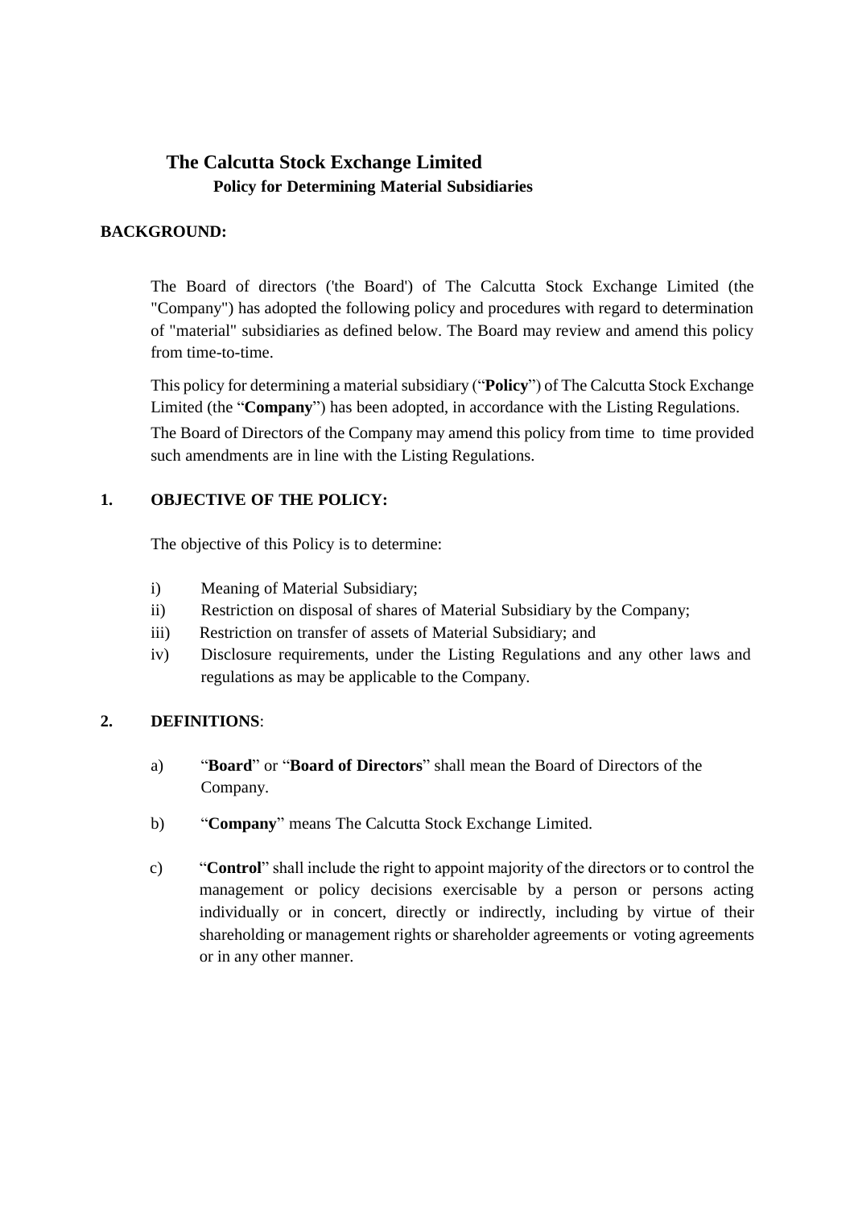# The Calcutta Stock Exchange Limited

## Policy for Determining Material Subsidiaries

**BACKGROUND:**

The Board of directors ('the Board') of The Calcutta Stock Exchange Limited (the "Company") has adopted the following policy and procedures with regard to determination of "material" subsidiaries as defined below. The Board may review and amend this policy from time-to-time.

This policy for determining a material subsidiary ("**Policy**") of The Calcutta Stock Exchange Limited (the "**Company**") has been adopted, in accordance with the Listing Regulations.

The Board of Directors of the Company may amend this policy from time to time provided such amendments are in line with the Listing Regulations.

**1. OBJECTIVE OF THE POLICY:**

The objective of this Policy is to determine:

i) Meaning of Material Subsidiary;
ii) Restriction on disposal of shares of Material Subsidiary by the Company;
iii) Restriction on transfer of assets of Material Subsidiary; and
iv) Disclosure requirements, under the Listing Regulations and any other laws and regulations as may be applicable to the Company.

**2. DEFINITIONS**:

a) "**Board**" or "**Board of Directors**" shall mean the Board of Directors of the Company.

b) "**Company**" means The Calcutta Stock Exchange Limited.

c) "**Control**" shall include the right to appoint majority of the directors or to control the management or policy decisions exercisable by a person or persons acting individually or in concert, directly or indirectly, including by virtue of their shareholding or management rights or shareholder agreements or voting agreements or in any other manner.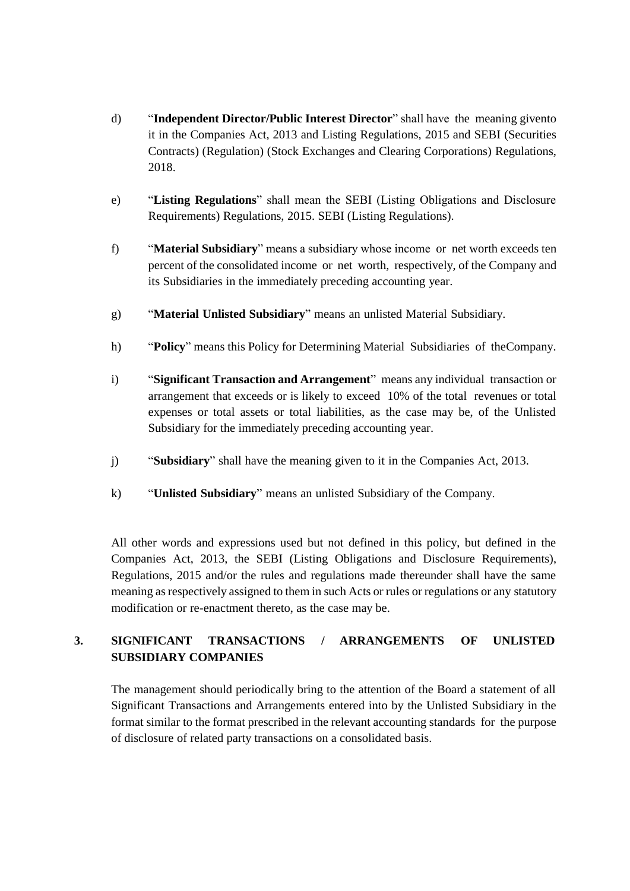d) "**Independent Director/Public Interest Director**" shall have the meaning givento it in the Companies Act, 2013 and Listing Regulations, 2015 and SEBI (Securities Contracts) (Regulation) (Stock Exchanges and Clearing Corporations) Regulations, 2018.

e) "**Listing Regulations**" shall mean the SEBI (Listing Obligations and Disclosure Requirements) Regulations, 2015. SEBI (Listing Regulations).

f) "**Material Subsidiary**" means a subsidiary whose income or net worth exceeds ten percent of the consolidated income or net worth, respectively, of the Company and its Subsidiaries in the immediately preceding accounting year.

g) "**Material Unlisted Subsidiary**" means an unlisted Material Subsidiary.

h) "**Policy**" means this Policy for Determining Material Subsidiaries of theCompany.

i) "**Significant Transaction and Arrangement**" means any individual transaction or arrangement that exceeds or is likely to exceed 10% of the total revenues or total expenses or total assets or total liabilities, as the case may be, of the Unlisted Subsidiary for the immediately preceding accounting year.

j) "**Subsidiary**" shall have the meaning given to it in the Companies Act, 2013.

k) "**Unlisted Subsidiary**" means an unlisted Subsidiary of the Company.

All other words and expressions used but not defined in this policy, but defined in the Companies Act, 2013, the SEBI (Listing Obligations and Disclosure Requirements), Regulations, 2015 and/or the rules and regulations made thereunder shall have the same meaning as respectively assigned to them in such Acts or rules or regulations or any statutory modification or re-enactment thereto, as the case may be.

## 3. SIGNIFICANT TRANSACTIONS / ARRANGEMENTS OF UNLISTED SUBSIDIARY COMPANIES

The management should periodically bring to the attention of the Board a statement of all Significant Transactions and Arrangements entered into by the Unlisted Subsidiary in the format similar to the format prescribed in the relevant accounting standards for the purpose of disclosure of related party transactions on a consolidated basis.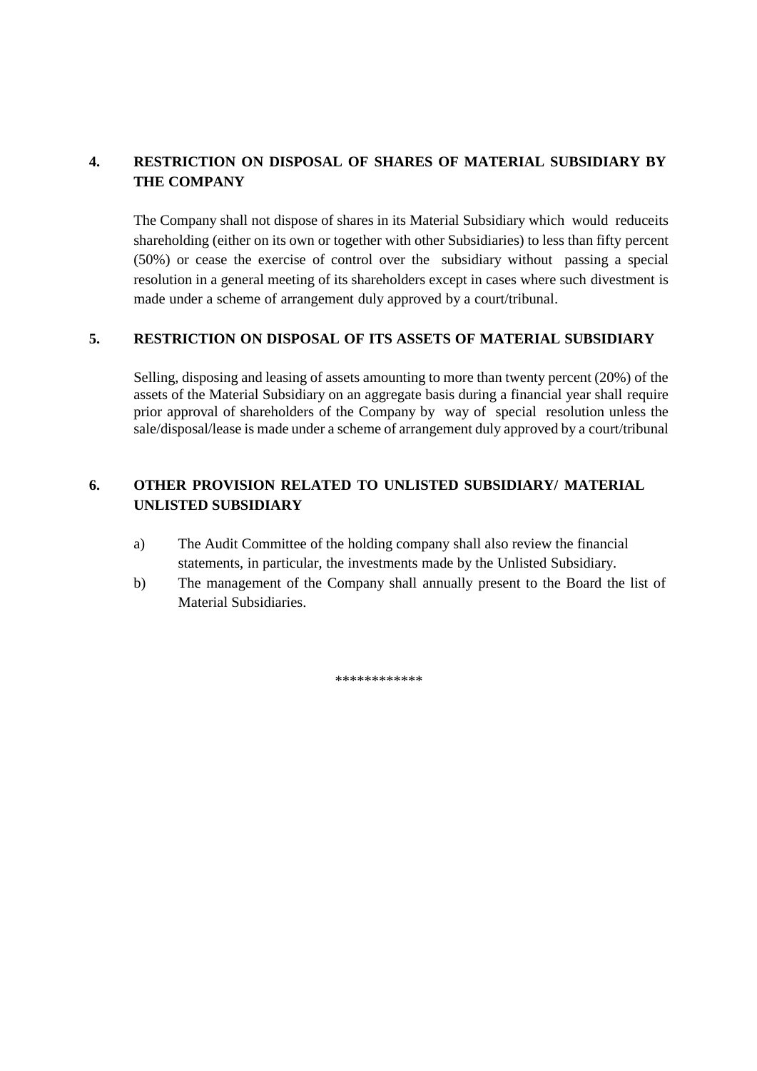## 4. RESTRICTION ON DISPOSAL OF SHARES OF MATERIAL SUBSIDIARY BY THE COMPANY

The Company shall not dispose of shares in its Material Subsidiary which would reduceits shareholding (either on its own or together with other Subsidiaries) to less than fifty percent (50%) or cease the exercise of control over the subsidiary without passing a special resolution in a general meeting of its shareholders except in cases where such divestment is made under a scheme of arrangement duly approved by a court/tribunal.

## 5. RESTRICTION ON DISPOSAL OF ITS ASSETS OF MATERIAL SUBSIDIARY

Selling, disposing and leasing of assets amounting to more than twenty percent (20%) of the assets of the Material Subsidiary on an aggregate basis during a financial year shall require prior approval of shareholders of the Company by way of special resolution unless the sale/disposal/lease is made under a scheme of arrangement duly approved by a court/tribunal

## 6. OTHER PROVISION RELATED TO UNLISTED SUBSIDIARY/ MATERIAL UNLISTED SUBSIDIARY

a) The Audit Committee of the holding company shall also review the financial statements, in particular, the investments made by the Unlisted Subsidiary.

b) The management of the Company shall annually present to the Board the list of Material Subsidiaries.

************